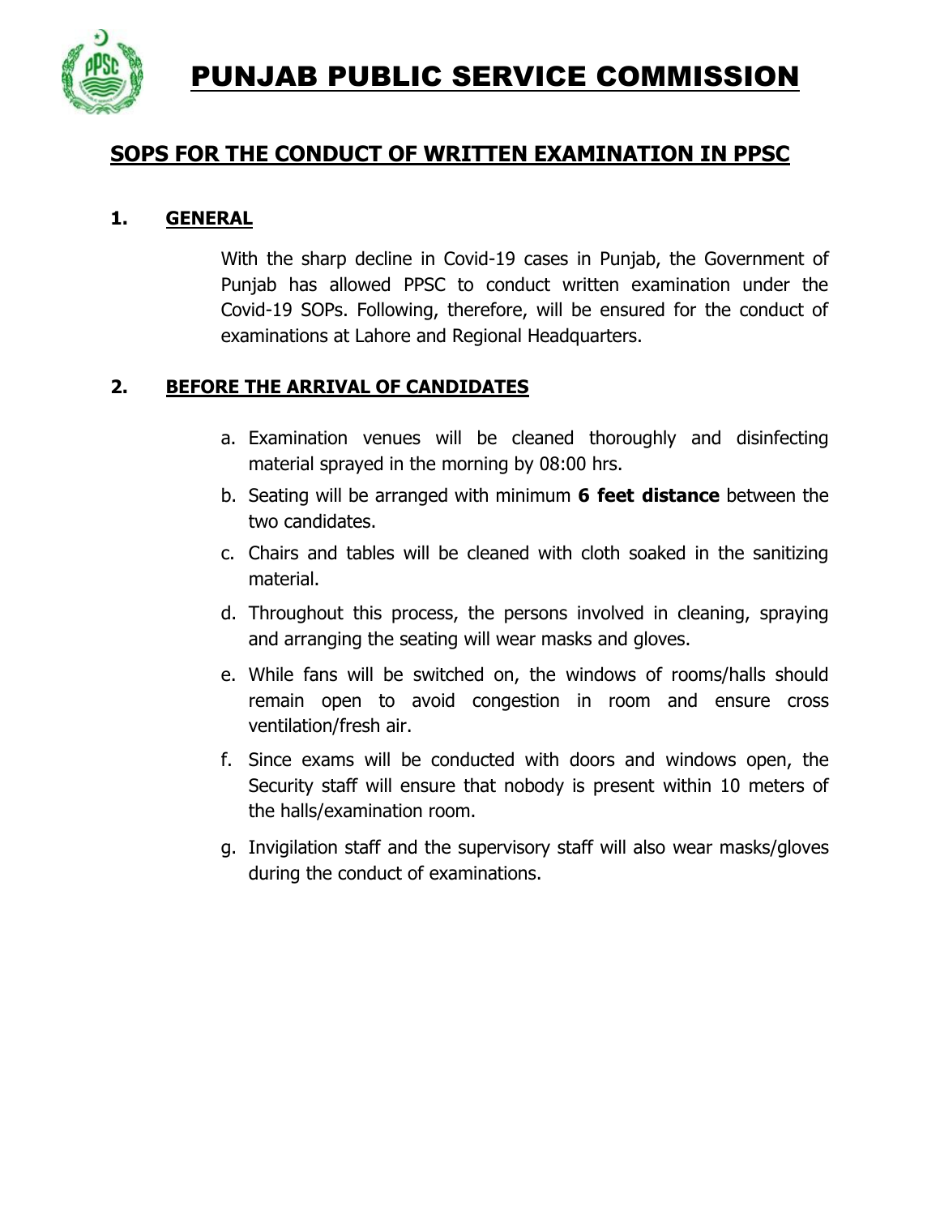# PUNJAB PUBLIC SERVICE COMMISSION

## SOPS FOR THE CONDUCT OF WRITTEN EXAMINATION IN PPSC

### 1. GENERAL

With the sharp decline in Covid-19 cases in Punjab, the Government of Punjab has allowed PPSC to conduct written examination under the Covid-19 SOPs. Following, therefore, will be ensured for the conduct of examinations at Lahore and Regional Headquarters.

### 2. BEFORE THE ARRIVAL OF CANDIDATES

a. Examination venues will be cleaned thoroughly and disinfecting material sprayed in the morning by 08:00 hrs.

b. Seating will be arranged with minimum **6 feet distance** between the two candidates.

c. Chairs and tables will be cleaned with cloth soaked in the sanitizing material.

d. Throughout this process, the persons involved in cleaning, spraying and arranging the seating will wear masks and gloves.

e. While fans will be switched on, the windows of rooms/halls should remain open to avoid congestion in room and ensure cross ventilation/fresh air.

f. Since exams will be conducted with doors and windows open, the Security staff will ensure that nobody is present within 10 meters of the halls/examination room.

g. Invigilation staff and the supervisory staff will also wear masks/gloves during the conduct of examinations.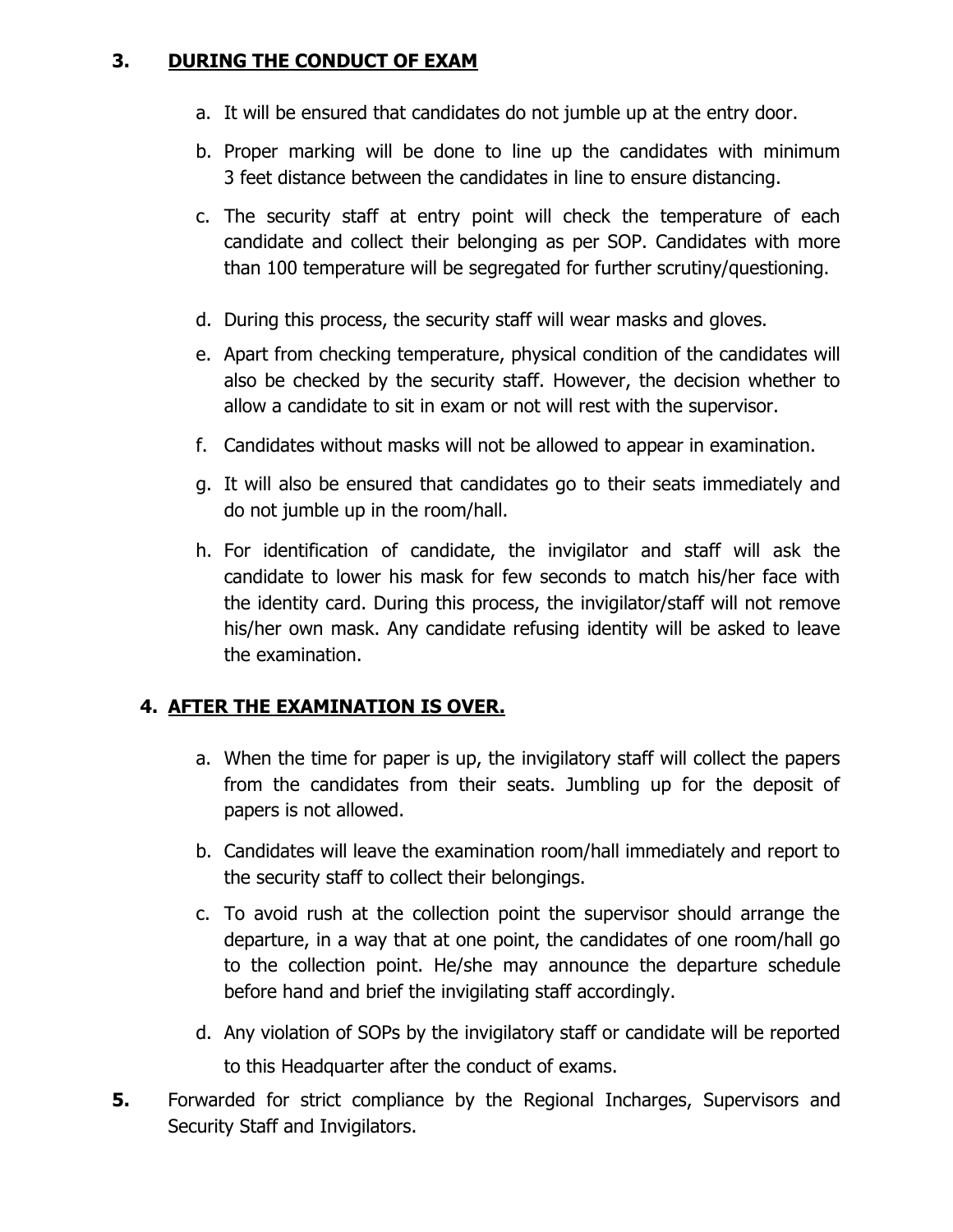### 3. DURING THE CONDUCT OF EXAM

a. It will be ensured that candidates do not jumble up at the entry door.

b. Proper marking will be done to line up the candidates with minimum 3 feet distance between the candidates in line to ensure distancing.

c. The security staff at entry point will check the temperature of each candidate and collect their belonging as per SOP. Candidates with more than 100 temperature will be segregated for further scrutiny/questioning.

d. During this process, the security staff will wear masks and gloves.

e. Apart from checking temperature, physical condition of the candidates will also be checked by the security staff. However, the decision whether to allow a candidate to sit in exam or not will rest with the supervisor.

f. Candidates without masks will not be allowed to appear in examination.

g. It will also be ensured that candidates go to their seats immediately and do not jumble up in the room/hall.

h. For identification of candidate, the invigilator and staff will ask the candidate to lower his mask for few seconds to match his/her face with the identity card. During this process, the invigilator/staff will not remove his/her own mask. Any candidate refusing identity will be asked to leave the examination.

### 4. AFTER THE EXAMINATION IS OVER.

a. When the time for paper is up, the invigilatory staff will collect the papers from the candidates from their seats. Jumbling up for the deposit of papers is not allowed.

b. Candidates will leave the examination room/hall immediately and report to the security staff to collect their belongings.

c. To avoid rush at the collection point the supervisor should arrange the departure, in a way that at one point, the candidates of one room/hall go to the collection point. He/she may announce the departure schedule before hand and brief the invigilating staff accordingly.

d. Any violation of SOPs by the invigilatory staff or candidate will be reported to this Headquarter after the conduct of exams.

**5.** Forwarded for strict compliance by the Regional Incharges, Supervisors and Security Staff and Invigilators.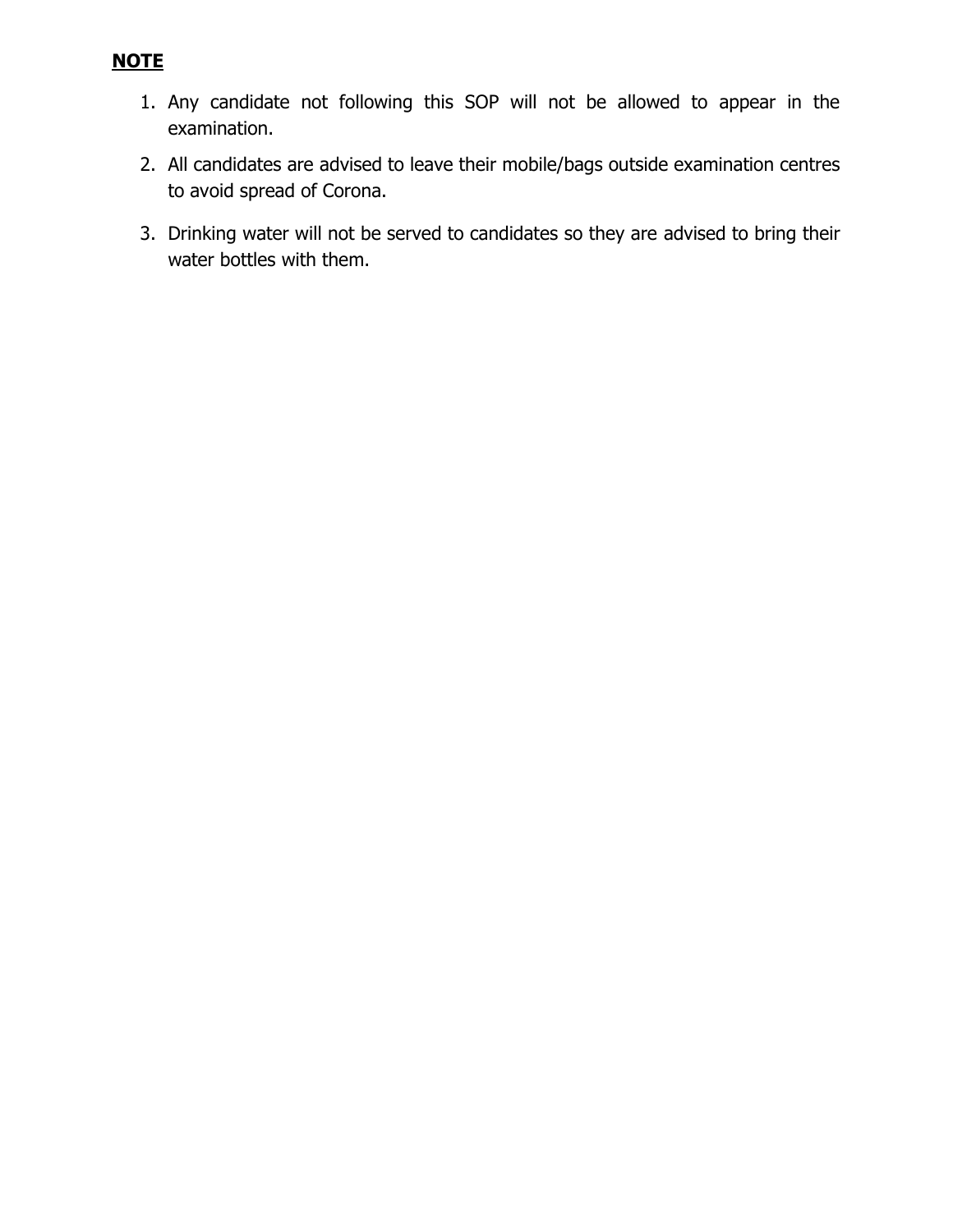**NOTE**

1. Any candidate not following this SOP will not be allowed to appear in the examination.
2. All candidates are advised to leave their mobile/bags outside examination centres to avoid spread of Corona.
3. Drinking water will not be served to candidates so they are advised to bring their water bottles with them.